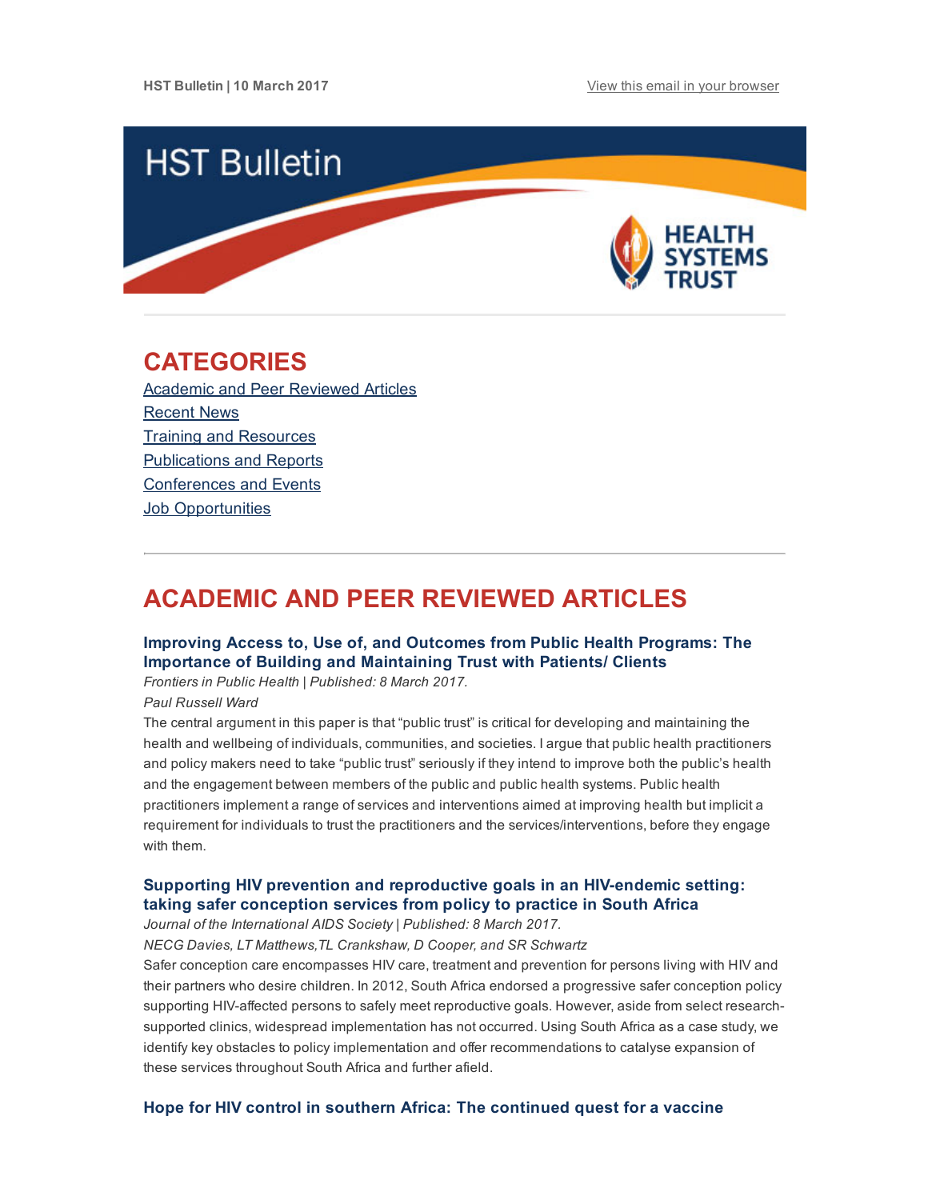HST Bulletin | 10 March 2017 View this email in your browser

# HST Bulletin

HEALTH SYSTEMS TRUST

## CATEGORIES

Academic and Peer Reviewed Articles
Recent News
Training and Resources
Publications and Reports
Conferences and Events
Job Opportunities

## ACADEMIC AND PEER REVIEWED ARTICLES

### Improving Access to, Use of, and Outcomes from Public Health Programs: The Importance of Building and Maintaining Trust with Patients/ Clients

*Frontiers in Public Health | Published: 8 March 2017.*

*Paul Russell Ward*

The central argument in this paper is that “public trust” is critical for developing and maintaining the health and wellbeing of individuals, communities, and societies. I argue that public health practitioners and policy makers need to take “public trust” seriously if they intend to improve both the public’s health and the engagement between members of the public and public health systems. Public health practitioners implement a range of services and interventions aimed at improving health but implicit a requirement for individuals to trust the practitioners and the services/interventions, before they engage with them.

### Supporting HIV prevention and reproductive goals in an HIV-endemic setting: taking safer conception services from policy to practice in South Africa

*Journal of the International AIDS Society | Published: 8 March 2017.*

*NECG Davies, LT Matthews,TL Crankshaw, D Cooper, and SR Schwartz*

Safer conception care encompasses HIV care, treatment and prevention for persons living with HIV and their partners who desire children. In 2012, South Africa endorsed a progressive safer conception policy supporting HIV-affected persons to safely meet reproductive goals. However, aside from select research-supported clinics, widespread implementation has not occurred. Using South Africa as a case study, we identify key obstacles to policy implementation and offer recommendations to catalyse expansion of these services throughout South Africa and further afield.

### Hope for HIV control in southern Africa: The continued quest for a vaccine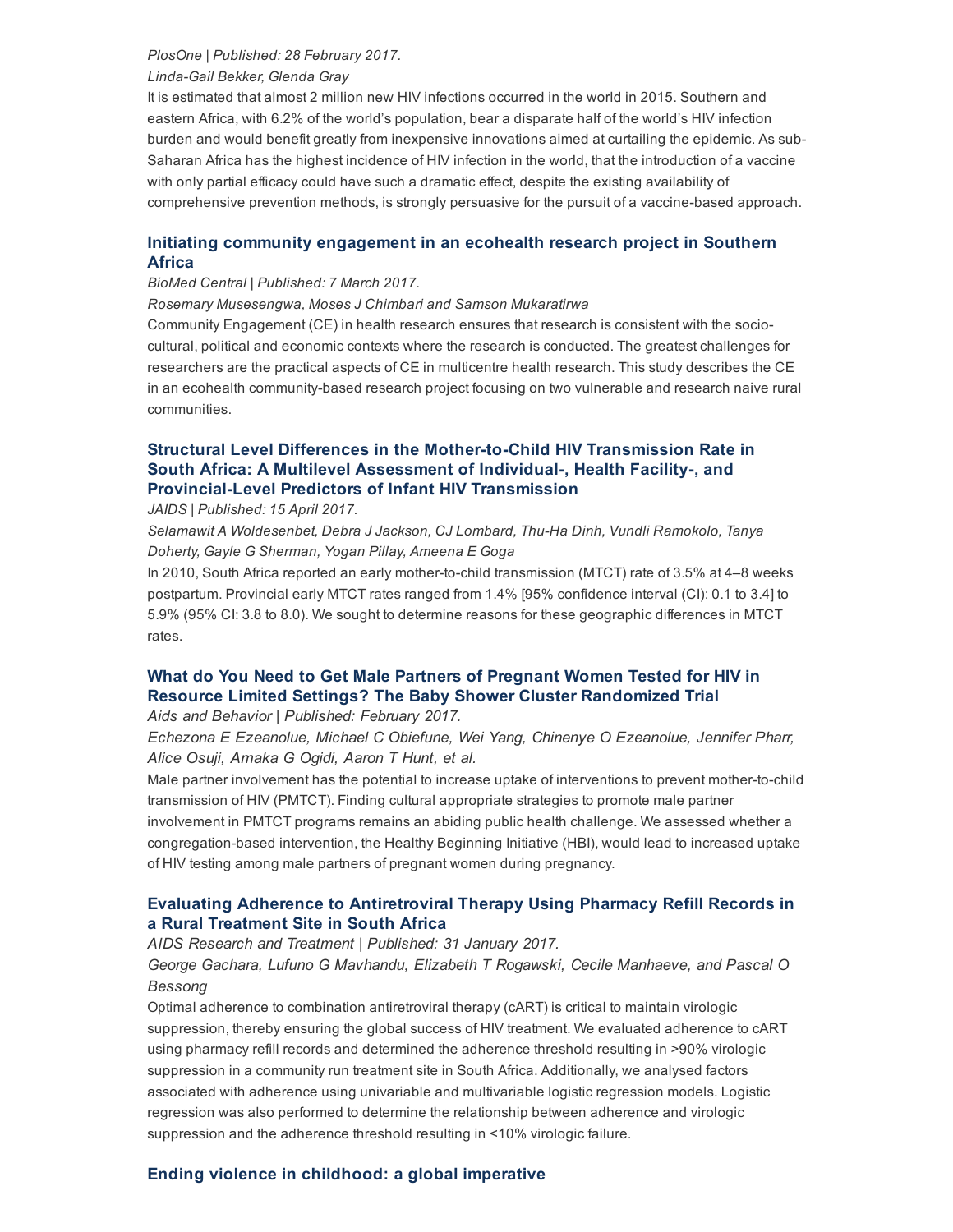*PlosOne | Published: 28 February 2017.*

*Linda-Gail Bekker, Glenda Gray*

It is estimated that almost 2 million new HIV infections occurred in the world in 2015. Southern and eastern Africa, with 6.2% of the world's population, bear a disparate half of the world's HIV infection burden and would benefit greatly from inexpensive innovations aimed at curtailing the epidemic. As sub-Saharan Africa has the highest incidence of HIV infection in the world, that the introduction of a vaccine with only partial efficacy could have such a dramatic effect, despite the existing availability of comprehensive prevention methods, is strongly persuasive for the pursuit of a vaccine-based approach.

### Initiating community engagement in an ecohealth research project in Southern Africa

*BioMed Central | Published: 7 March 2017.*

*Rosemary Musesengwa, Moses J Chimbari and Samson Mukaratirwa*

Community Engagement (CE) in health research ensures that research is consistent with the socio-cultural, political and economic contexts where the research is conducted. The greatest challenges for researchers are the practical aspects of CE in multicentre health research. This study describes the CE in an ecohealth community-based research project focusing on two vulnerable and research naive rural communities.

### Structural Level Differences in the Mother-to-Child HIV Transmission Rate in South Africa: A Multilevel Assessment of Individual-, Health Facility-, and Provincial-Level Predictors of Infant HIV Transmission

*JAIDS | Published: 15 April 2017.*

*Selamawit A Woldesenbet, Debra J Jackson, CJ Lombard, Thu-Ha Dinh, Vundli Ramokolo, Tanya Doherty, Gayle G Sherman, Yogan Pillay, Ameena E Goga*

In 2010, South Africa reported an early mother-to-child transmission (MTCT) rate of 3.5% at 4–8 weeks postpartum. Provincial early MTCT rates ranged from 1.4% [95% confidence interval (CI): 0.1 to 3.4] to 5.9% (95% CI: 3.8 to 8.0). We sought to determine reasons for these geographic differences in MTCT rates.

### What do You Need to Get Male Partners of Pregnant Women Tested for HIV in Resource Limited Settings? The Baby Shower Cluster Randomized Trial

*Aids and Behavior | Published: February 2017.*

*Echezona E Ezeanolue, Michael C Obiefune, Wei Yang, Chinenye O Ezeanolue, Jennifer Pharr, Alice Osuji, Amaka G Ogidi, Aaron T Hunt, et al.*

Male partner involvement has the potential to increase uptake of interventions to prevent mother-to-child transmission of HIV (PMTCT). Finding cultural appropriate strategies to promote male partner involvement in PMTCT programs remains an abiding public health challenge. We assessed whether a congregation-based intervention, the Healthy Beginning Initiative (HBI), would lead to increased uptake of HIV testing among male partners of pregnant women during pregnancy.

### Evaluating Adherence to Antiretroviral Therapy Using Pharmacy Refill Records in a Rural Treatment Site in South Africa

*AIDS Research and Treatment | Published: 31 January 2017.*

*George Gachara, Lufuno G Mavhandu, Elizabeth T Rogawski, Cecile Manhaeve, and Pascal O Bessong*

Optimal adherence to combination antiretroviral therapy (cART) is critical to maintain virologic suppression, thereby ensuring the global success of HIV treatment. We evaluated adherence to cART using pharmacy refill records and determined the adherence threshold resulting in >90% virologic suppression in a community run treatment site in South Africa. Additionally, we analysed factors associated with adherence using univariable and multivariable logistic regression models. Logistic regression was also performed to determine the relationship between adherence and virologic suppression and the adherence threshold resulting in <10% virologic failure.

### Ending violence in childhood: a global imperative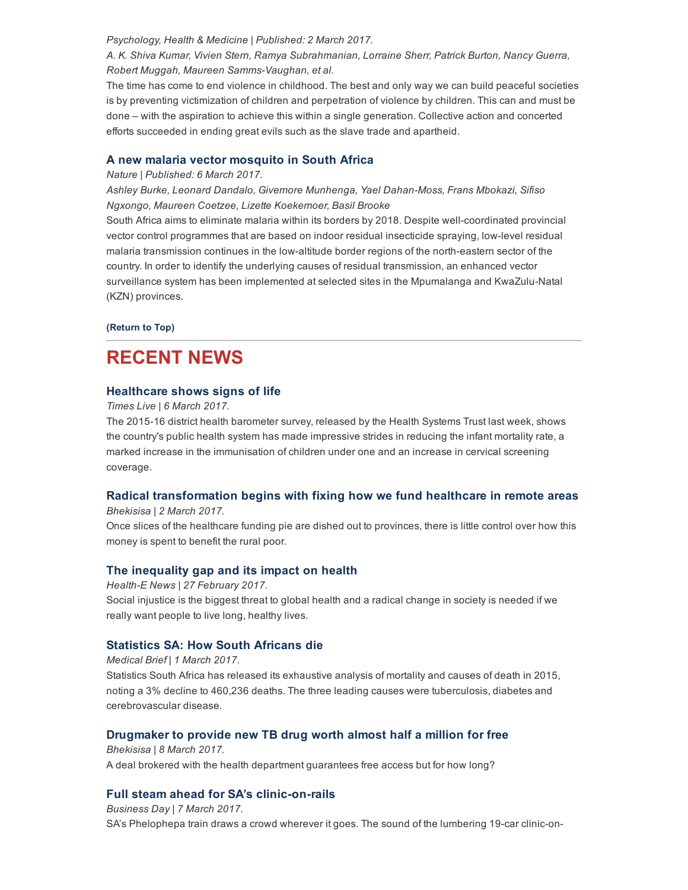*Psychology, Health & Medicine | Published: 2 March 2017.*

*A. K. Shiva Kumar, Vivien Stern, Ramya Subrahmanian, Lorraine Sherr, Patrick Burton, Nancy Guerra, Robert Muggah, Maureen Samms-Vaughan, et al.*

The time has come to end violence in childhood. The best and only way we can build peaceful societies is by preventing victimization of children and perpetration of violence by children. This can and must be done – with the aspiration to achieve this within a single generation. Collective action and concerted efforts succeeded in ending great evils such as the slave trade and apartheid.

### A new malaria vector mosquito in South Africa

*Nature | Published: 6 March 2017.*

*Ashley Burke, Leonard Dandalo, Givemore Munhenga, Yael Dahan-Moss, Frans Mbokazi, Sifiso Ngxongo, Maureen Coetzee, Lizette Koekemoer, Basil Brooke*

South Africa aims to eliminate malaria within its borders by 2018. Despite well-coordinated provincial vector control programmes that are based on indoor residual insecticide spraying, low-level residual malaria transmission continues in the low-altitude border regions of the north-eastern sector of the country. In order to identify the underlying causes of residual transmission, an enhanced vector surveillance system has been implemented at selected sites in the Mpumalanga and KwaZulu-Natal (KZN) provinces.

**(Return to Top)**

---

## RECENT NEWS

### Healthcare shows signs of life

*Times Live | 6 March 2017.*

The 2015-16 district health barometer survey, released by the Health Systems Trust last week, shows the country's public health system has made impressive strides in reducing the infant mortality rate, a marked increase in the immunisation of children under one and an increase in cervical screening coverage.

### Radical transformation begins with fixing how we fund healthcare in remote areas

*Bhekisisa | 2 March 2017.*

Once slices of the healthcare funding pie are dished out to provinces, there is little control over how this money is spent to benefit the rural poor.

### The inequality gap and its impact on health

*Health-E News | 27 February 2017.*

Social injustice is the biggest threat to global health and a radical change in society is needed if we really want people to live long, healthy lives.

### Statistics SA: How South Africans die

*Medical Brief | 1 March 2017.*

Statistics South Africa has released its exhaustive analysis of mortality and causes of death in 2015, noting a 3% decline to 460,236 deaths. The three leading causes were tuberculosis, diabetes and cerebrovascular disease.

### Drugmaker to provide new TB drug worth almost half a million for free

*Bhekisisa | 8 March 2017.*

A deal brokered with the health department guarantees free access but for how long?

### Full steam ahead for SA's clinic-on-rails

*Business Day | 7 March 2017.*

SA's Phelophepa train draws a crowd wherever it goes. The sound of the lumbering 19-car clinic-on-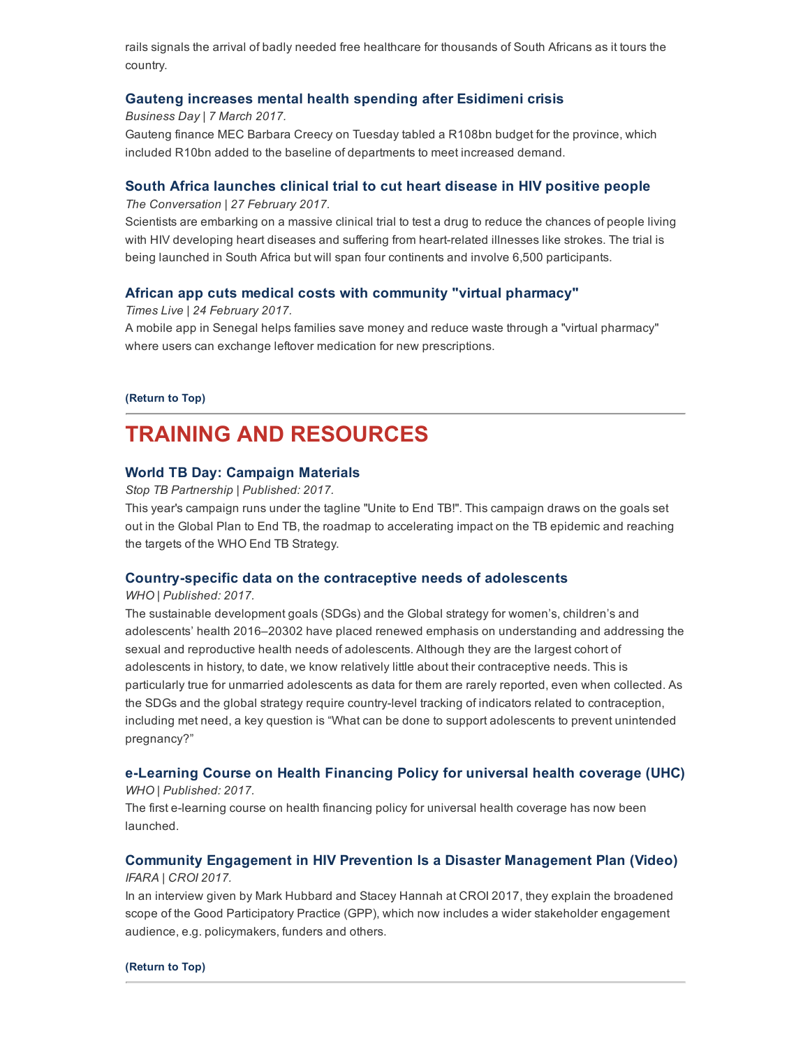rails signals the arrival of badly needed free healthcare for thousands of South Africans as it tours the country.

### Gauteng increases mental health spending after Esidimeni crisis

*Business Day | 7 March 2017.*

Gauteng finance MEC Barbara Creecy on Tuesday tabled a R108bn budget for the province, which included R10bn added to the baseline of departments to meet increased demand.

### South Africa launches clinical trial to cut heart disease in HIV positive people

*The Conversation | 27 February 2017.*

Scientists are embarking on a massive clinical trial to test a drug to reduce the chances of people living with HIV developing heart diseases and suffering from heart-related illnesses like strokes. The trial is being launched in South Africa but will span four continents and involve 6,500 participants.

### African app cuts medical costs with community "virtual pharmacy"

*Times Live | 24 February 2017.*

A mobile app in Senegal helps families save money and reduce waste through a "virtual pharmacy" where users can exchange leftover medication for new prescriptions.

**(Return to Top)**

---

## TRAINING AND RESOURCES

### World TB Day: Campaign Materials

*Stop TB Partnership | Published: 2017.*

This year's campaign runs under the tagline "Unite to End TB!". This campaign draws on the goals set out in the Global Plan to End TB, the roadmap to accelerating impact on the TB epidemic and reaching the targets of the WHO End TB Strategy.

### Country-specific data on the contraceptive needs of adolescents

*WHO | Published: 2017.*

The sustainable development goals (SDGs) and the Global strategy for women's, children's and adolescents' health 2016–20302 have placed renewed emphasis on understanding and addressing the sexual and reproductive health needs of adolescents. Although they are the largest cohort of adolescents in history, to date, we know relatively little about their contraceptive needs. This is particularly true for unmarried adolescents as data for them are rarely reported, even when collected. As the SDGs and the global strategy require country-level tracking of indicators related to contraception, including met need, a key question is "What can be done to support adolescents to prevent unintended pregnancy?"

### e-Learning Course on Health Financing Policy for universal health coverage (UHC)

*WHO | Published: 2017.*

The first e-learning course on health financing policy for universal health coverage has now been launched.

### Community Engagement in HIV Prevention Is a Disaster Management Plan (Video)

*IFARA | CROI 2017.*

In an interview given by Mark Hubbard and Stacey Hannah at CROI 2017, they explain the broadened scope of the Good Participatory Practice (GPP), which now includes a wider stakeholder engagement audience, e.g. policymakers, funders and others.

**(Return to Top)**

---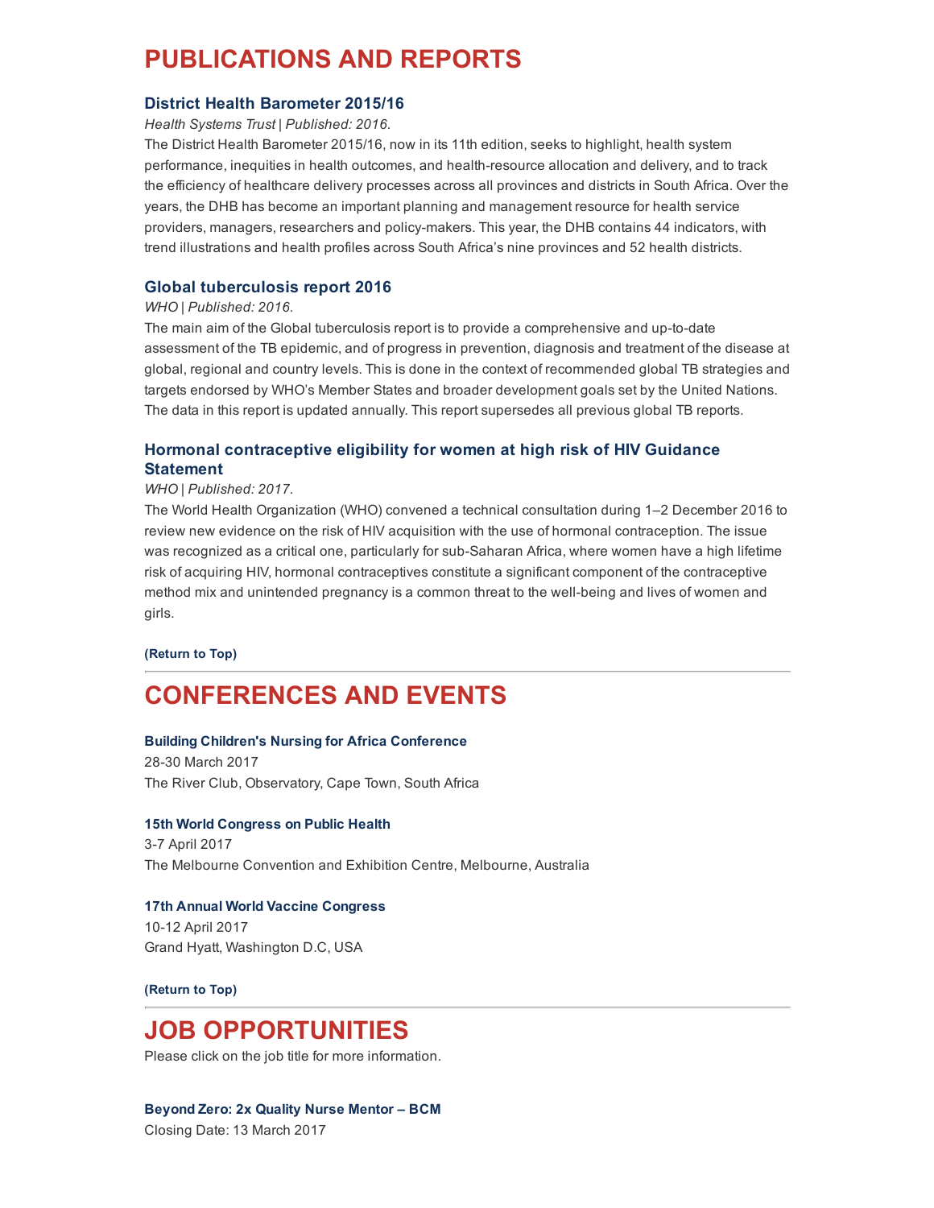# PUBLICATIONS AND REPORTS

### District Health Barometer 2015/16

*Health Systems Trust | Published: 2016.*

The District Health Barometer 2015/16, now in its 11th edition, seeks to highlight, health system performance, inequities in health outcomes, and health-resource allocation and delivery, and to track the efficiency of healthcare delivery processes across all provinces and districts in South Africa. Over the years, the DHB has become an important planning and management resource for health service providers, managers, researchers and policy-makers. This year, the DHB contains 44 indicators, with trend illustrations and health profiles across South Africa's nine provinces and 52 health districts.

### Global tuberculosis report 2016

*WHO | Published: 2016.*

The main aim of the Global tuberculosis report is to provide a comprehensive and up-to-date assessment of the TB epidemic, and of progress in prevention, diagnosis and treatment of the disease at global, regional and country levels. This is done in the context of recommended global TB strategies and targets endorsed by WHO's Member States and broader development goals set by the United Nations. The data in this report is updated annually. This report supersedes all previous global TB reports.

### Hormonal contraceptive eligibility for women at high risk of HIV Guidance Statement

*WHO | Published: 2017.*

The World Health Organization (WHO) convened a technical consultation during 1–2 December 2016 to review new evidence on the risk of HIV acquisition with the use of hormonal contraception. The issue was recognized as a critical one, particularly for sub-Saharan Africa, where women have a high lifetime risk of acquiring HIV, hormonal contraceptives constitute a significant component of the contraceptive method mix and unintended pregnancy is a common threat to the well-being and lives of women and girls.

**(Return to Top)**

---

# CONFERENCES AND EVENTS

**Building Children's Nursing for Africa Conference**
28-30 March 2017
The River Club, Observatory, Cape Town, South Africa

**15th World Congress on Public Health**
3-7 April 2017
The Melbourne Convention and Exhibition Centre, Melbourne, Australia

**17th Annual World Vaccine Congress**
10-12 April 2017
Grand Hyatt, Washington D.C, USA

**(Return to Top)**

---

# JOB OPPORTUNITIES

Please click on the job title for more information.

**Beyond Zero: 2x Quality Nurse Mentor – BCM**
Closing Date: 13 March 2017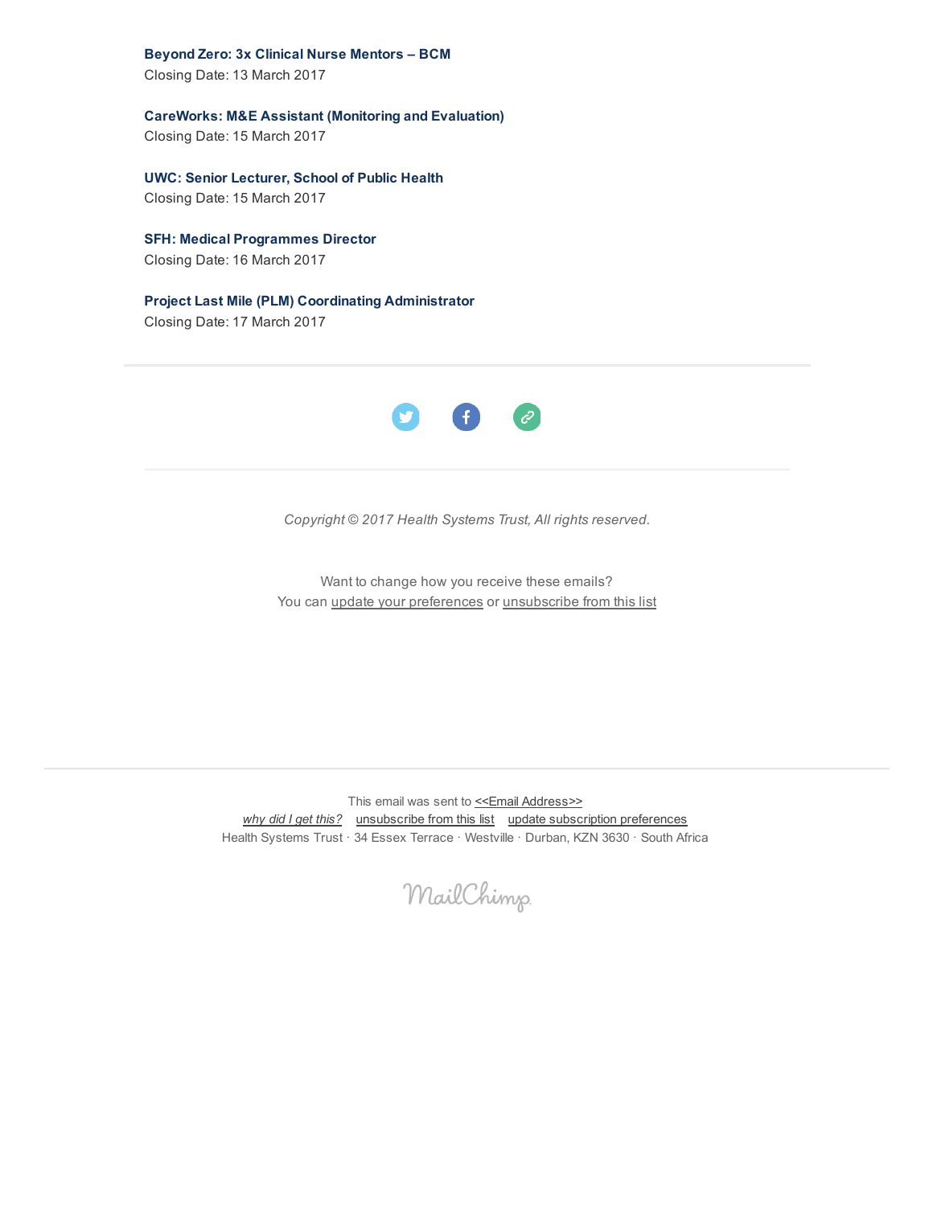**Beyond Zero: 3x Clinical Nurse Mentors – BCM**
Closing Date: 13 March 2017

**CareWorks: M&E Assistant (Monitoring and Evaluation)**
Closing Date: 15 March 2017

**UWC: Senior Lecturer, School of Public Health**
Closing Date: 15 March 2017

**SFH: Medical Programmes Director**
Closing Date: 16 March 2017

**Project Last Mile (PLM) Coordinating Administrator**
Closing Date: 17 March 2017

---

*Copyright © 2017 Health Systems Trust, All rights reserved.*

Want to change how you receive these emails?
You can update your preferences or unsubscribe from this list

---

This email was sent to <<Email Address>>
*why did I get this?* unsubscribe from this list update subscription preferences
Health Systems Trust · 34 Essex Terrace · Westville · Durban, KZN 3630 · South Africa

MailChimp